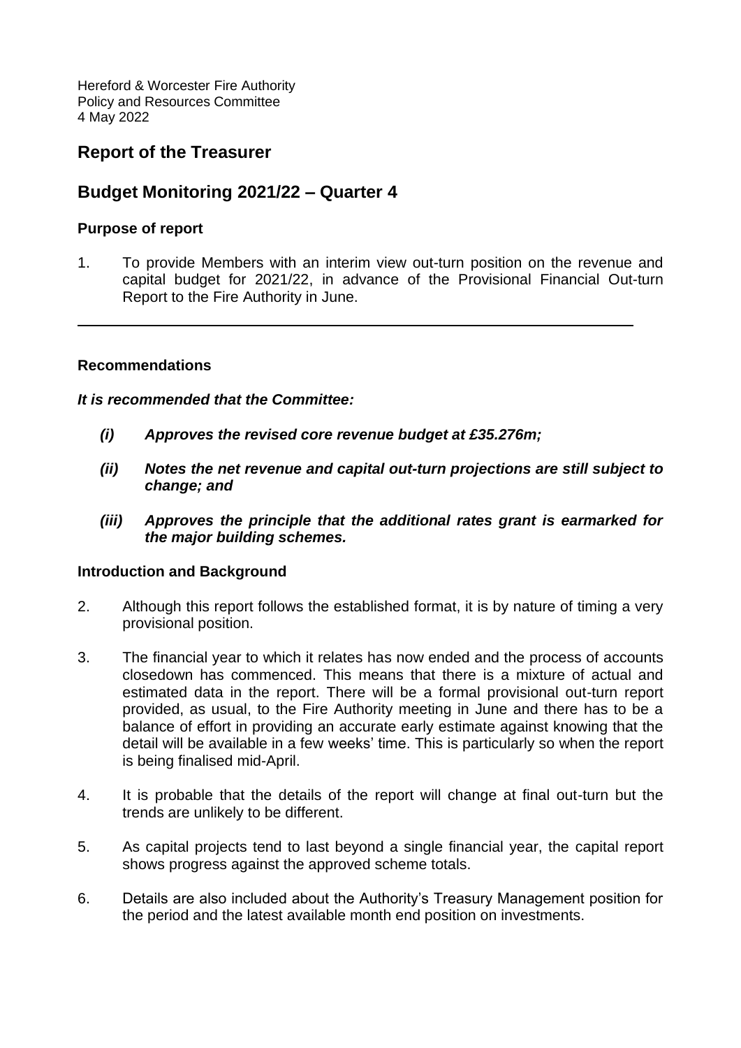Hereford & Worcester Fire Authority
Policy and Resources Committee
4 May 2022

# Report of the Treasurer

# Budget Monitoring 2021/22 – Quarter 4

### Purpose of report

1. To provide Members with an interim view out-turn position on the revenue and capital budget for 2021/22, in advance of the Provisional Financial Out-turn Report to the Fire Authority in June.

---

### Recommendations

***It is recommended that the Committee:***

- ***(i) Approves the revised core revenue budget at £35.276m;***
- ***(ii) Notes the net revenue and capital out-turn projections are still subject to change; and***
- ***(iii) Approves the principle that the additional rates grant is earmarked for the major building schemes.***

### Introduction and Background

2. Although this report follows the established format, it is by nature of timing a very provisional position.

3. The financial year to which it relates has now ended and the process of accounts closedown has commenced. This means that there is a mixture of actual and estimated data in the report. There will be a formal provisional out-turn report provided, as usual, to the Fire Authority meeting in June and there has to be a balance of effort in providing an accurate early estimate against knowing that the detail will be available in a few weeks' time. This is particularly so when the report is being finalised mid-April.

4. It is probable that the details of the report will change at final out-turn but the trends are unlikely to be different.

5. As capital projects tend to last beyond a single financial year, the capital report shows progress against the approved scheme totals.

6. Details are also included about the Authority's Treasury Management position for the period and the latest available month end position on investments.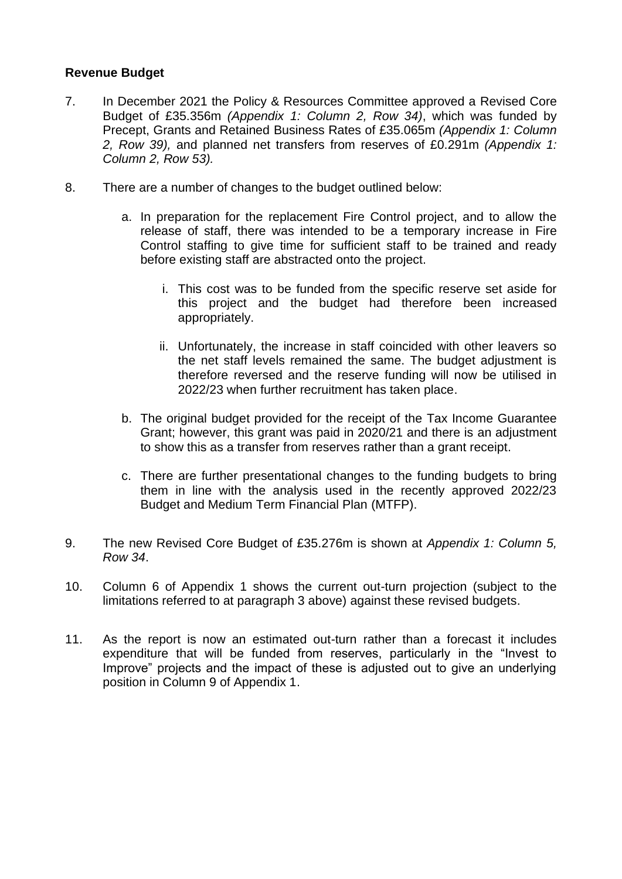**Revenue Budget**

7. In December 2021 the Policy & Resources Committee approved a Revised Core Budget of £35.356m *(Appendix 1: Column 2, Row 34)*, which was funded by Precept, Grants and Retained Business Rates of £35.065m *(Appendix 1: Column 2, Row 39),* and planned net transfers from reserves of £0.291m *(Appendix 1: Column 2, Row 53).*

8. There are a number of changes to the budget outlined below:

   a. In preparation for the replacement Fire Control project, and to allow the release of staff, there was intended to be a temporary increase in Fire Control staffing to give time for sufficient staff to be trained and ready before existing staff are abstracted onto the project.

      i. This cost was to be funded from the specific reserve set aside for this project and the budget had therefore been increased appropriately.

      ii. Unfortunately, the increase in staff coincided with other leavers so the net staff levels remained the same. The budget adjustment is therefore reversed and the reserve funding will now be utilised in 2022/23 when further recruitment has taken place.

   b. The original budget provided for the receipt of the Tax Income Guarantee Grant; however, this grant was paid in 2020/21 and there is an adjustment to show this as a transfer from reserves rather than a grant receipt.

   c. There are further presentational changes to the funding budgets to bring them in line with the analysis used in the recently approved 2022/23 Budget and Medium Term Financial Plan (MTFP).

9. The new Revised Core Budget of £35.276m is shown at *Appendix 1: Column 5, Row 34*.

10. Column 6 of Appendix 1 shows the current out-turn projection (subject to the limitations referred to at paragraph 3 above) against these revised budgets.

11. As the report is now an estimated out-turn rather than a forecast it includes expenditure that will be funded from reserves, particularly in the "Invest to Improve" projects and the impact of these is adjusted out to give an underlying position in Column 9 of Appendix 1.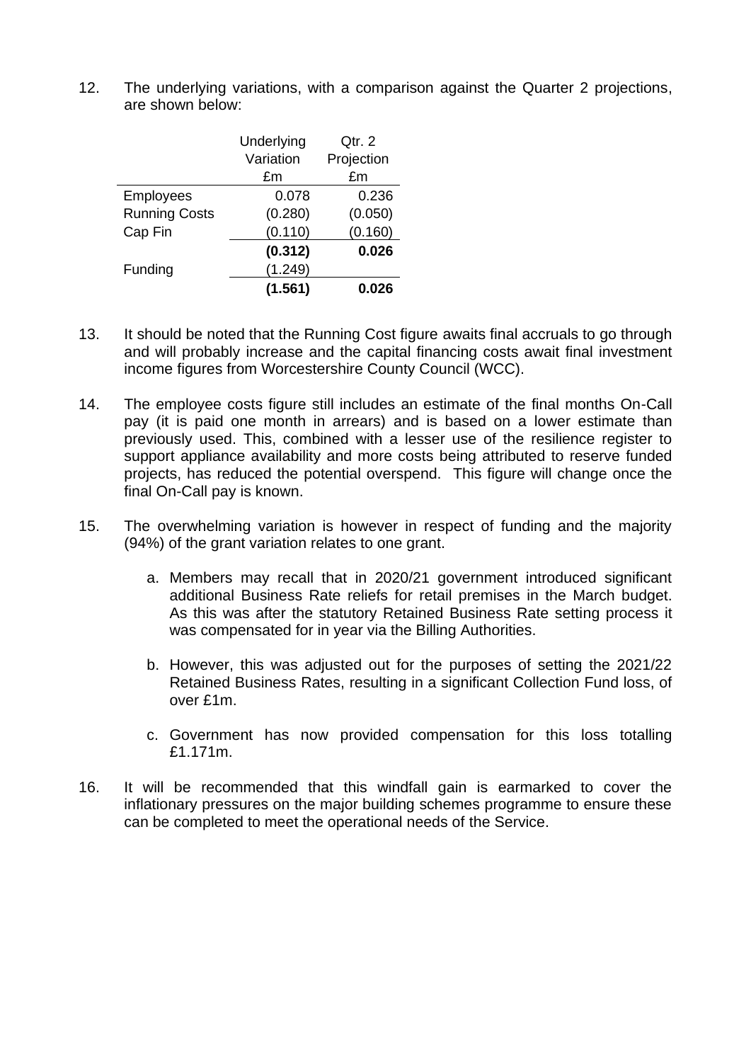12. The underlying variations, with a comparison against the Quarter 2 projections, are shown below:

| | Underlying Variation £m | Qtr. 2 Projection £m |
|---|---|---|
| Employees | 0.078 | 0.236 |
| Running Costs | (0.280) | (0.050) |
| Cap Fin | (0.110) | (0.160) |
| | **(0.312)** | **0.026** |
| Funding | (1.249) | |
| | **(1.561)** | **0.026** |

13. It should be noted that the Running Cost figure awaits final accruals to go through and will probably increase and the capital financing costs await final investment income figures from Worcestershire County Council (WCC).

14. The employee costs figure still includes an estimate of the final months On-Call pay (it is paid one month in arrears) and is based on a lower estimate than previously used. This, combined with a lesser use of the resilience register to support appliance availability and more costs being attributed to reserve funded projects, has reduced the potential overspend. This figure will change once the final On-Call pay is known.

15. The overwhelming variation is however in respect of funding and the majority (94%) of the grant variation relates to one grant.

    a. Members may recall that in 2020/21 government introduced significant additional Business Rate reliefs for retail premises in the March budget. As this was after the statutory Retained Business Rate setting process it was compensated for in year via the Billing Authorities.

    b. However, this was adjusted out for the purposes of setting the 2021/22 Retained Business Rates, resulting in a significant Collection Fund loss, of over £1m.

    c. Government has now provided compensation for this loss totalling £1.171m.

16. It will be recommended that this windfall gain is earmarked to cover the inflationary pressures on the major building schemes programme to ensure these can be completed to meet the operational needs of the Service.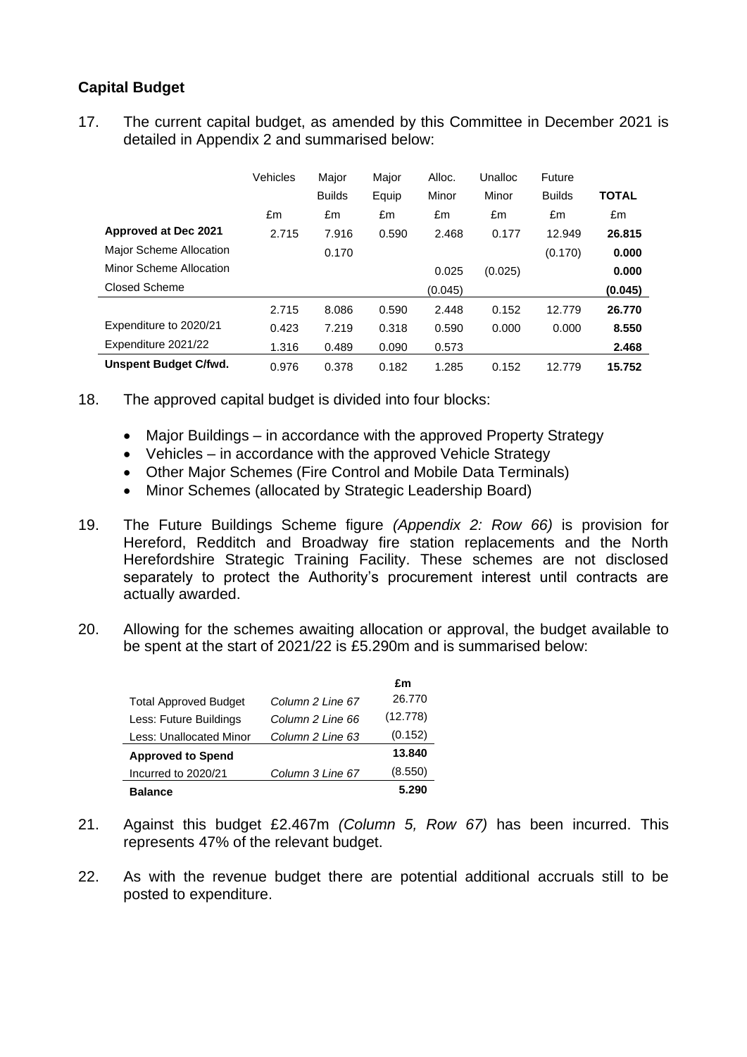## Capital Budget

17. The current capital budget, as amended by this Committee in December 2021 is detailed in Appendix 2 and summarised below:

| | Vehicles | Major Builds | Major Equip | Alloc. Minor | Unalloc Minor | Future Builds | **TOTAL** |
|---|---|---|---|---|---|---|---|
| | £m | £m | £m | £m | £m | £m | £m |
| **Approved at Dec 2021** | 2.715 | 7.916 | 0.590 | 2.468 | 0.177 | 12.949 | **26.815** |
| Major Scheme Allocation | | 0.170 | | | | (0.170) | **0.000** |
| Minor Scheme Allocation | | | | 0.025 | (0.025) | | **0.000** |
| Closed Scheme | | | | (0.045) | | | **(0.045)** |
| | 2.715 | 8.086 | 0.590 | 2.448 | 0.152 | 12.779 | **26.770** |
| Expenditure to 2020/21 | 0.423 | 7.219 | 0.318 | 0.590 | 0.000 | 0.000 | **8.550** |
| Expenditure 2021/22 | 1.316 | 0.489 | 0.090 | 0.573 | | | **2.468** |
| **Unspent Budget C/fwd.** | 0.976 | 0.378 | 0.182 | 1.285 | 0.152 | 12.779 | **15.752** |

18. The approved capital budget is divided into four blocks:

- Major Buildings – in accordance with the approved Property Strategy
- Vehicles – in accordance with the approved Vehicle Strategy
- Other Major Schemes (Fire Control and Mobile Data Terminals)
- Minor Schemes (allocated by Strategic Leadership Board)

19. The Future Buildings Scheme figure *(Appendix 2: Row 66)* is provision for Hereford, Redditch and Broadway fire station replacements and the North Herefordshire Strategic Training Facility. These schemes are not disclosed separately to protect the Authority's procurement interest until contracts are actually awarded.

20. Allowing for the schemes awaiting allocation or approval, the budget available to be spent at the start of 2021/22 is £5.290m and is summarised below:

| | | £m |
|---|---|---|
| Total Approved Budget | *Column 2 Line 67* | 26.770 |
| Less: Future Buildings | *Column 2 Line 66* | (12.778) |
| Less: Unallocated Minor | *Column 2 Line 63* | (0.152) |
| **Approved to Spend** | | **13.840** |
| Incurred to 2020/21 | *Column 3 Line 67* | (8.550) |
| **Balance** | | **5.290** |

21. Against this budget £2.467m *(Column 5, Row 67)* has been incurred. This represents 47% of the relevant budget.

22. As with the revenue budget there are potential additional accruals still to be posted to expenditure.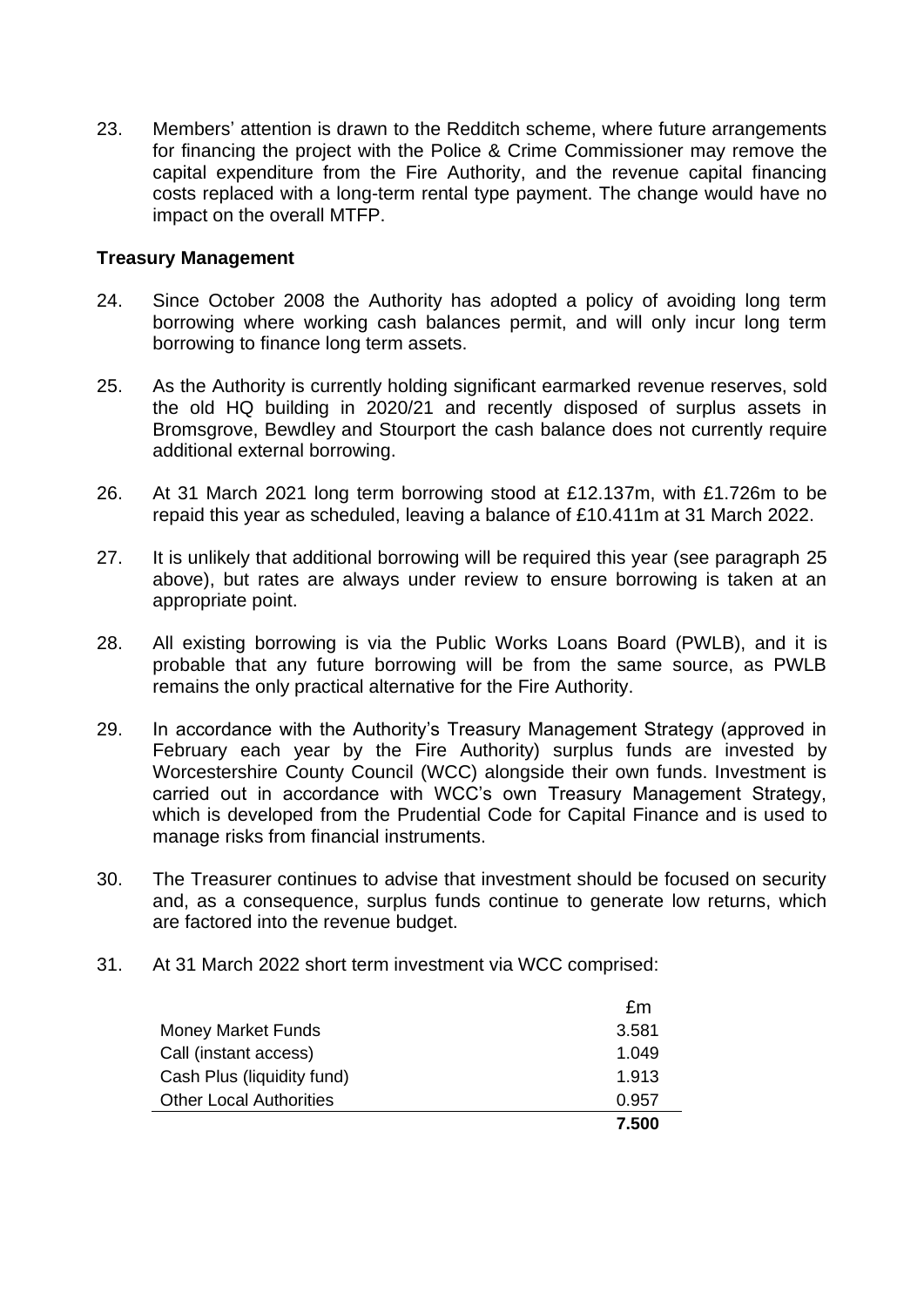23. Members' attention is drawn to the Redditch scheme, where future arrangements for financing the project with the Police & Crime Commissioner may remove the capital expenditure from the Fire Authority, and the revenue capital financing costs replaced with a long-term rental type payment. The change would have no impact on the overall MTFP.

**Treasury Management**

24. Since October 2008 the Authority has adopted a policy of avoiding long term borrowing where working cash balances permit, and will only incur long term borrowing to finance long term assets.

25. As the Authority is currently holding significant earmarked revenue reserves, sold the old HQ building in 2020/21 and recently disposed of surplus assets in Bromsgrove, Bewdley and Stourport the cash balance does not currently require additional external borrowing.

26. At 31 March 2021 long term borrowing stood at £12.137m, with £1.726m to be repaid this year as scheduled, leaving a balance of £10.411m at 31 March 2022.

27. It is unlikely that additional borrowing will be required this year (see paragraph 25 above), but rates are always under review to ensure borrowing is taken at an appropriate point.

28. All existing borrowing is via the Public Works Loans Board (PWLB), and it is probable that any future borrowing will be from the same source, as PWLB remains the only practical alternative for the Fire Authority.

29. In accordance with the Authority's Treasury Management Strategy (approved in February each year by the Fire Authority) surplus funds are invested by Worcestershire County Council (WCC) alongside their own funds. Investment is carried out in accordance with WCC's own Treasury Management Strategy, which is developed from the Prudential Code for Capital Finance and is used to manage risks from financial instruments.

30. The Treasurer continues to advise that investment should be focused on security and, as a consequence, surplus funds continue to generate low returns, which are factored into the revenue budget.

31. At 31 March 2022 short term investment via WCC comprised:

| | £m |
|---|---|
| Money Market Funds | 3.581 |
| Call (instant access) | 1.049 |
| Cash Plus (liquidity fund) | 1.913 |
| Other Local Authorities | 0.957 |
| | **7.500** |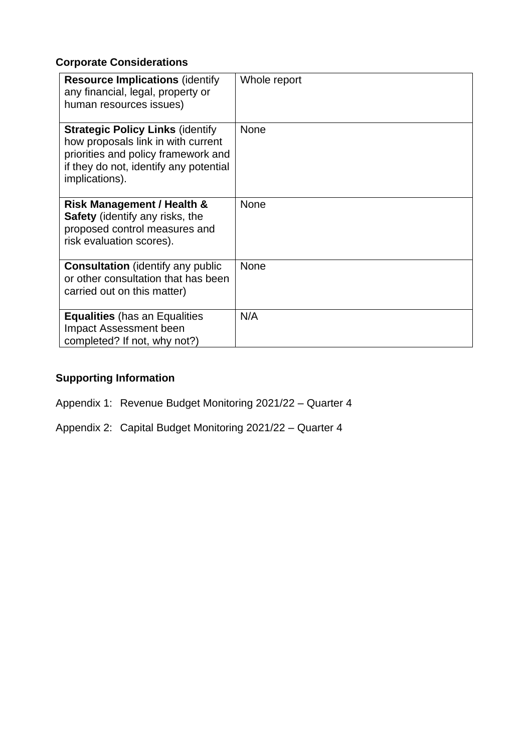**Corporate Considerations**

| | |
|---|---|
| **Resource Implications** (identify any financial, legal, property or human resources issues) | Whole report |
| **Strategic Policy Links** (identify how proposals link in with current priorities and policy framework and if they do not, identify any potential implications). | None |
| **Risk Management / Health & Safety** (identify any risks, the proposed control measures and risk evaluation scores). | None |
| **Consultation** (identify any public or other consultation that has been carried out on this matter) | None |
| **Equalities** (has an Equalities Impact Assessment been completed? If not, why not?) | N/A |

**Supporting Information**

Appendix 1: Revenue Budget Monitoring 2021/22 – Quarter 4

Appendix 2: Capital Budget Monitoring 2021/22 – Quarter 4